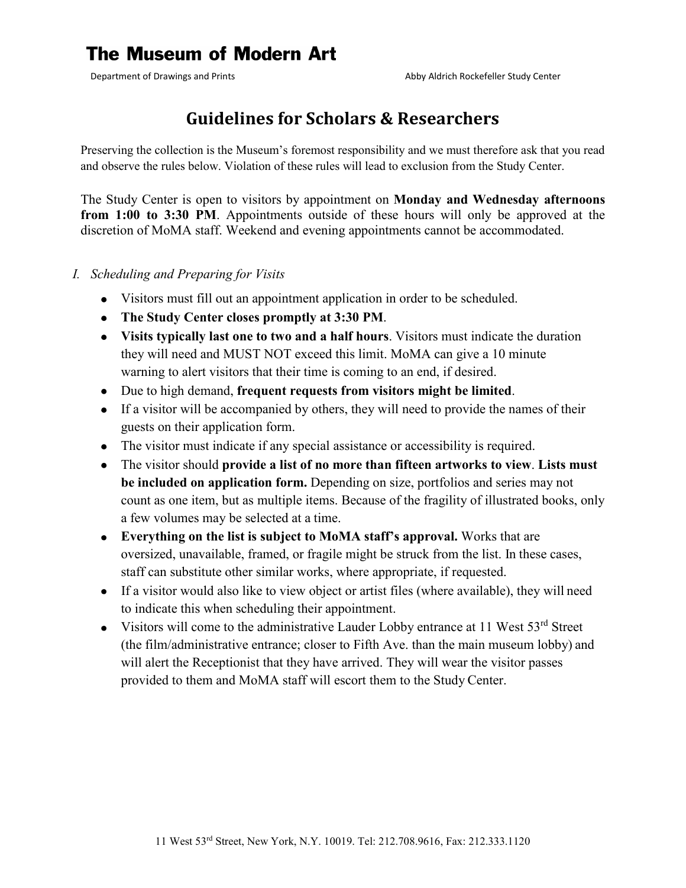# The Museum of Modern Art

Department of Drawings and Prints — Abby Aldrich Rockefeller Study Center

## Guidelines for Scholars & Researchers

Preserving the collection is the Museum's foremost responsibility and we must therefore ask that you read and observe the rules below. Violation of these rules will lead to exclusion from the Study Center.

The Study Center is open to visitors by appointment on **Monday and Wednesday afternoons from 1:00 to 3:30 PM**. Appointments outside of these hours will only be approved at the discretion of MoMA staff. Weekend and evening appointments cannot be accommodated.

### *I. Scheduling and Preparing for Visits*

- Visitors must fill out an appointment application in order to be scheduled.
- **The Study Center closes promptly at 3:30 PM**.
- **Visits typically last one to two and a half hours**. Visitors must indicate the duration they will need and MUST NOT exceed this limit. MoMA can give a 10 minute warning to alert visitors that their time is coming to an end, if desired.
- Due to high demand, **frequent requests from visitors might be limited**.
- If a visitor will be accompanied by others, they will need to provide the names of their guests on their application form.
- The visitor must indicate if any special assistance or accessibility is required.
- The visitor should **provide a list of no more than fifteen artworks to view**. **Lists must be included on application form.** Depending on size, portfolios and series may not count as one item, but as multiple items. Because of the fragility of illustrated books, only a few volumes may be selected at a time.
- **Everything on the list is subject to MoMA staff's approval.** Works that are oversized, unavailable, framed, or fragile might be struck from the list. In these cases, staff can substitute other similar works, where appropriate, if requested.
- If a visitor would also like to view object or artist files (where available), they will need to indicate this when scheduling their appointment.
- Visitors will come to the administrative Lauder Lobby entrance at 11 West 53rd Street (the film/administrative entrance; closer to Fifth Ave. than the main museum lobby) and will alert the Receptionist that they have arrived. They will wear the visitor passes provided to them and MoMA staff will escort them to the Study Center.

11 West 53rd Street, New York, N.Y. 10019. Tel: 212.708.9616, Fax: 212.333.1120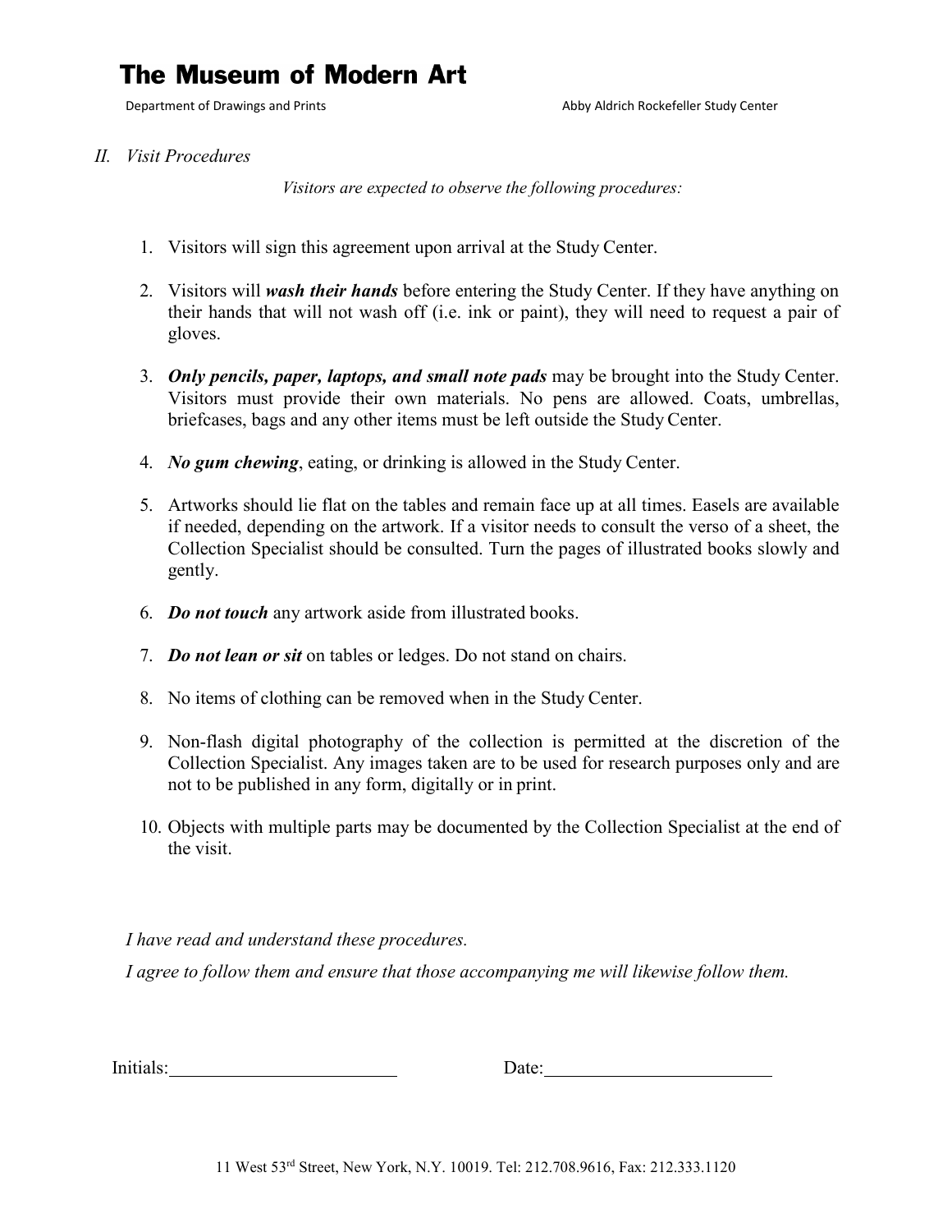# The Museum of Modern Art

Department of Drawings and Prints | Abby Aldrich Rockefeller Study Center

## *II. Visit Procedures*

*Visitors are expected to observe the following procedures:*

1. Visitors will sign this agreement upon arrival at the Study Center.

2. Visitors will ***wash their hands*** before entering the Study Center. If they have anything on their hands that will not wash off (i.e. ink or paint), they will need to request a pair of gloves.

3. ***Only pencils, paper, laptops, and small note pads*** may be brought into the Study Center. Visitors must provide their own materials. No pens are allowed. Coats, umbrellas, briefcases, bags and any other items must be left outside the Study Center.

4. ***No gum chewing***, eating, or drinking is allowed in the Study Center.

5. Artworks should lie flat on the tables and remain face up at all times. Easels are available if needed, depending on the artwork. If a visitor needs to consult the verso of a sheet, the Collection Specialist should be consulted. Turn the pages of illustrated books slowly and gently.

6. ***Do not touch*** any artwork aside from illustrated books.

7. ***Do not lean or sit*** on tables or ledges. Do not stand on chairs.

8. No items of clothing can be removed when in the Study Center.

9. Non-flash digital photography of the collection is permitted at the discretion of the Collection Specialist. Any images taken are to be used for research purposes only and are not to be published in any form, digitally or in print.

10. Objects with multiple parts may be documented by the Collection Specialist at the end of the visit.

*I have read and understand these procedures.*

*I agree to follow them and ensure that those accompanying me will likewise follow them.*

Initials:\_\_\_\_\_\_\_\_\_\_\_\_\_\_\_\_\_\_\_\_\_\_\_\_ Date:\_\_\_\_\_\_\_\_\_\_\_\_\_\_\_\_\_\_\_\_\_\_\_\_

11 West 53rd Street, New York, N.Y. 10019. Tel: 212.708.9616, Fax: 212.333.1120